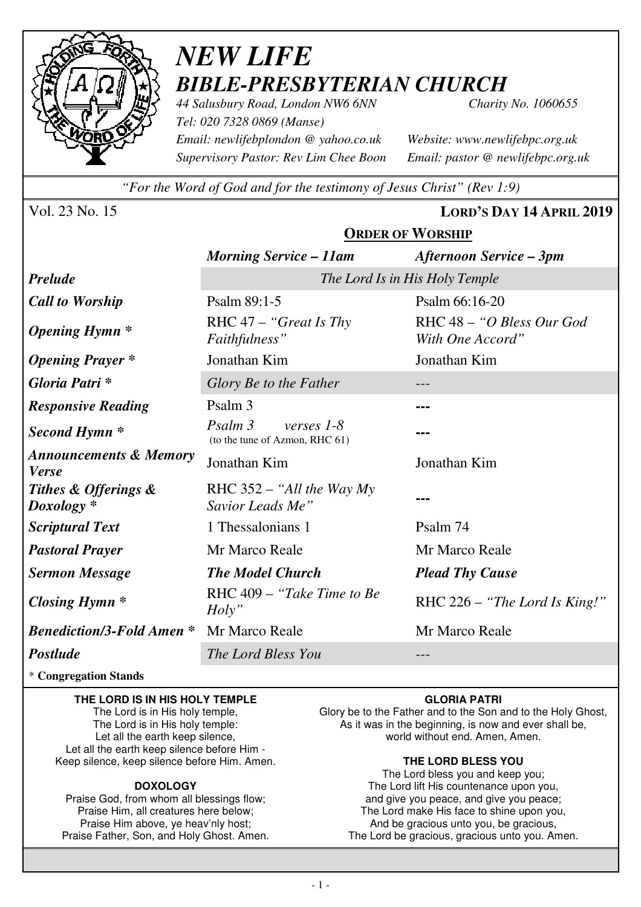# *NEW LIFE*
# *BIBLE-PRESBYTERIAN CHURCH*

*44 Salusbury Road, London NW6 6NN* — *Charity No. 1060655*
*Tel: 020 7328 0869 (Manse)*
*Email: newlifebplondon @ yahoo.co.uk* — *Website: www.newlifebpc.org.uk*
*Supervisory Pastor: Rev Lim Chee Boon* — *Email: pastor @ newlifebpc.org.uk*

*"For the Word of God and for the testimony of Jesus Christ" (Rev 1:9)*

Vol. 23 No. 15 — **LORD'S DAY 14 APRIL 2019**

## ORDER OF WORSHIP

| | *Morning Service – 11am* | *Afternoon Service – 3pm* |
|---|---|---|
| ***Prelude*** | *The Lord Is in His Holy Temple* | |
| ***Call to Worship*** | Psalm 89:1-5 | Psalm 66:16-20 |
| ***Opening Hymn **** | RHC 47 – *"Great Is Thy Faithfulness"* | RHC 48 – *"O Bless Our God With One Accord"* |
| ***Opening Prayer **** | Jonathan Kim | Jonathan Kim |
| ***Gloria Patri **** | *Glory Be to the Father* | --- |
| ***Responsive Reading*** | Psalm 3 | **---** |
| ***Second Hymn **** | *Psalm 3 verses 1-8* (to the tune of Azmon, RHC 61) | **---** |
| ***Announcements & Memory Verse*** | Jonathan Kim | Jonathan Kim |
| ***Tithes & Offerings & Doxology **** | RHC 352 – *"All the Way My Savior Leads Me"* | **---** |
| ***Scriptural Text*** | 1 Thessalonians 1 | Psalm 74 |
| ***Pastoral Prayer*** | Mr Marco Reale | Mr Marco Reale |
| ***Sermon Message*** | ***The Model Church*** | ***Plead Thy Cause*** |
| ***Closing Hymn **** | RHC 409 – *"Take Time to Be Holy"* | RHC 226 – *"The Lord Is King!"* |
| ***Benediction/3-Fold Amen **** | Mr Marco Reale | Mr Marco Reale |
| ***Postlude*** | *The Lord Bless You* | --- |

\* **Congregation Stands**

**THE LORD IS IN HIS HOLY TEMPLE**

The Lord is in His holy temple,
The Lord is in His holy temple:
Let all the earth keep silence,
Let all the earth keep silence before Him -
Keep silence, keep silence before Him. Amen.

**DOXOLOGY**

Praise God, from whom all blessings flow;
Praise Him, all creatures here below;
Praise Him above, ye heav'nly host;
Praise Father, Son, and Holy Ghost. Amen.

**GLORIA PATRI**

Glory be to the Father and to the Son and to the Holy Ghost,
As it was in the beginning, is now and ever shall be,
world without end. Amen, Amen.

**THE LORD BLESS YOU**

The Lord bless you and keep you;
The Lord lift His countenance upon you,
and give you peace, and give you peace;
The Lord make His face to shine upon you,
And be gracious unto you, be gracious,
The Lord be gracious, gracious unto you. Amen.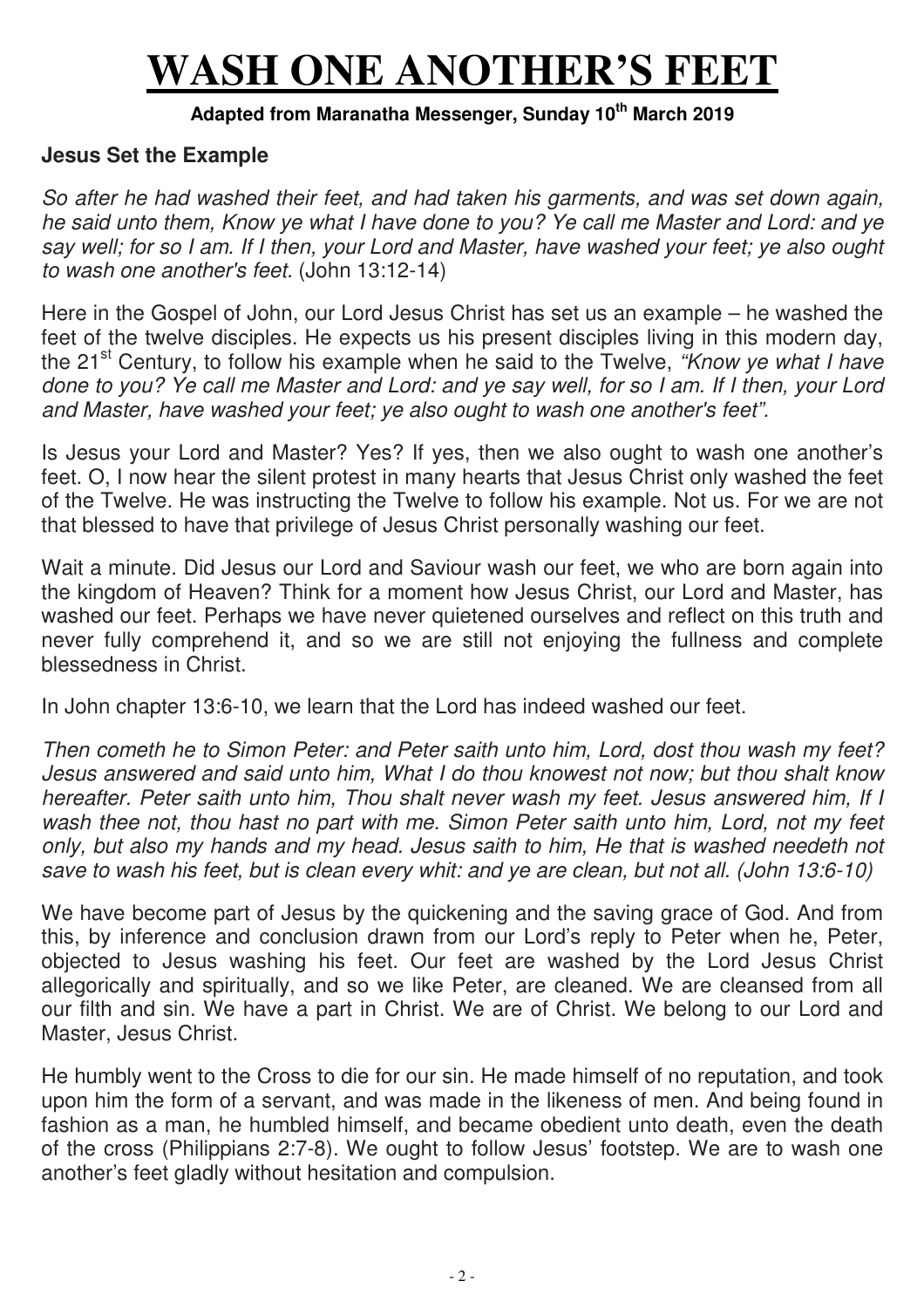# WASH ONE ANOTHER'S FEET

**Adapted from Maranatha Messenger, Sunday 10th March 2019**

**Jesus Set the Example**

*So after he had washed their feet, and had taken his garments, and was set down again, he said unto them, Know ye what I have done to you? Ye call me Master and Lord: and ye say well; for so I am. If I then, your Lord and Master, have washed your feet; ye also ought to wash one another's feet.* (John 13:12-14)

Here in the Gospel of John, our Lord Jesus Christ has set us an example – he washed the feet of the twelve disciples. He expects us his present disciples living in this modern day, the 21st Century, to follow his example when he said to the Twelve, *"Know ye what I have done to you? Ye call me Master and Lord: and ye say well, for so I am. If I then, your Lord and Master, have washed your feet; ye also ought to wash one another's feet".*

Is Jesus your Lord and Master? Yes? If yes, then we also ought to wash one another's feet. O, I now hear the silent protest in many hearts that Jesus Christ only washed the feet of the Twelve. He was instructing the Twelve to follow his example. Not us. For we are not that blessed to have that privilege of Jesus Christ personally washing our feet.

Wait a minute. Did Jesus our Lord and Saviour wash our feet, we who are born again into the kingdom of Heaven? Think for a moment how Jesus Christ, our Lord and Master, has washed our feet. Perhaps we have never quietened ourselves and reflect on this truth and never fully comprehend it, and so we are still not enjoying the fullness and complete blessedness in Christ.

In John chapter 13:6-10, we learn that the Lord has indeed washed our feet.

*Then cometh he to Simon Peter: and Peter saith unto him, Lord, dost thou wash my feet? Jesus answered and said unto him, What I do thou knowest not now; but thou shalt know hereafter. Peter saith unto him, Thou shalt never wash my feet. Jesus answered him, If I wash thee not, thou hast no part with me. Simon Peter saith unto him, Lord, not my feet only, but also my hands and my head. Jesus saith to him, He that is washed needeth not save to wash his feet, but is clean every whit: and ye are clean, but not all. (John 13:6-10)*

We have become part of Jesus by the quickening and the saving grace of God. And from this, by inference and conclusion drawn from our Lord's reply to Peter when he, Peter, objected to Jesus washing his feet. Our feet are washed by the Lord Jesus Christ allegorically and spiritually, and so we like Peter, are cleaned. We are cleansed from all our filth and sin. We have a part in Christ. We are of Christ. We belong to our Lord and Master, Jesus Christ.

He humbly went to the Cross to die for our sin. He made himself of no reputation, and took upon him the form of a servant, and was made in the likeness of men. And being found in fashion as a man, he humbled himself, and became obedient unto death, even the death of the cross (Philippians 2:7-8). We ought to follow Jesus' footstep. We are to wash one another's feet gladly without hesitation and compulsion.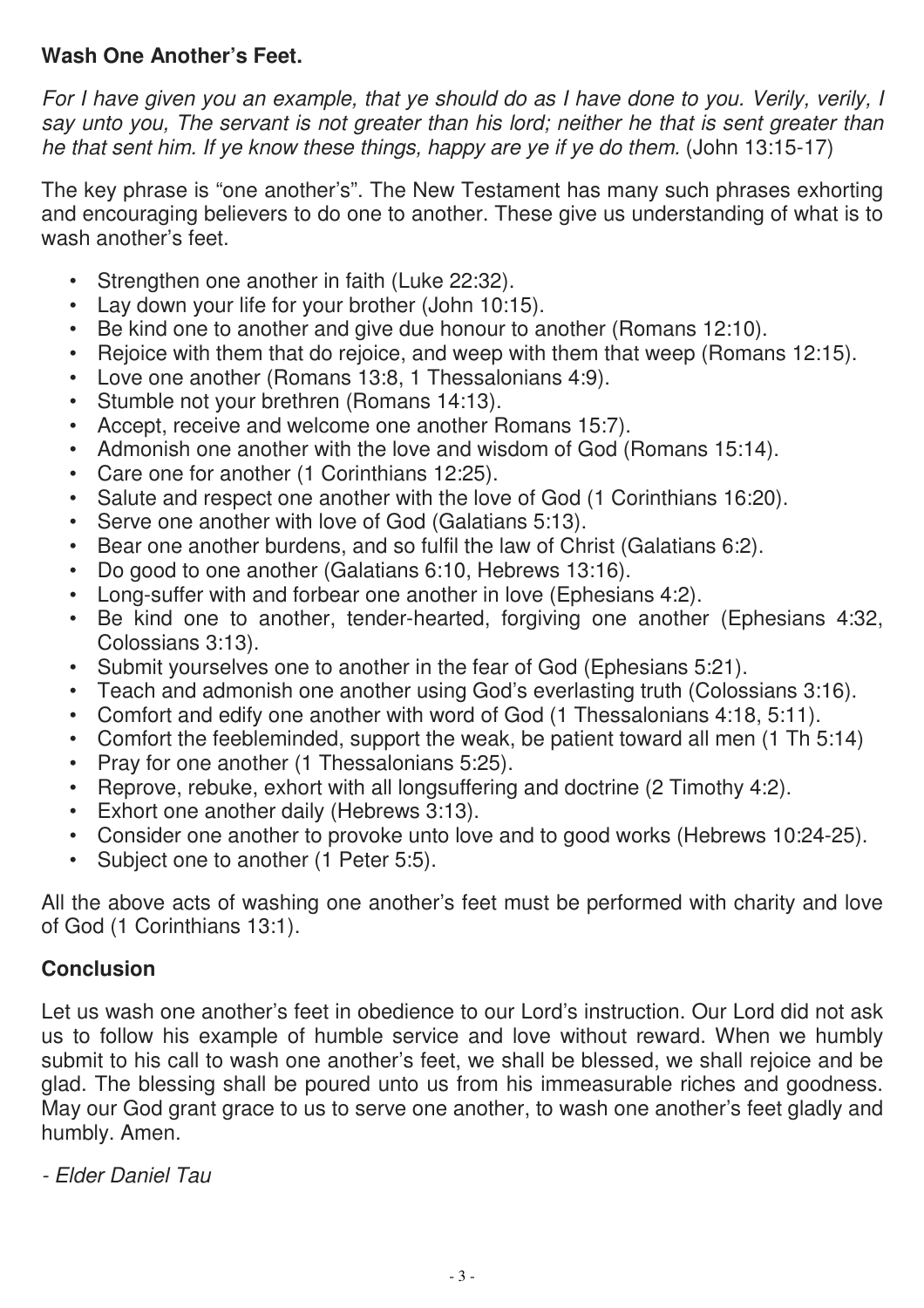**Wash One Another's Feet.**

*For I have given you an example, that ye should do as I have done to you. Verily, verily, I say unto you, The servant is not greater than his lord; neither he that is sent greater than he that sent him. If ye know these things, happy are ye if ye do them.* (John 13:15-17)

The key phrase is "one another's". The New Testament has many such phrases exhorting and encouraging believers to do one to another. These give us understanding of what is to wash another's feet.

- Strengthen one another in faith (Luke 22:32).
- Lay down your life for your brother (John 10:15).
- Be kind one to another and give due honour to another (Romans 12:10).
- Rejoice with them that do rejoice, and weep with them that weep (Romans 12:15).
- Love one another (Romans 13:8, 1 Thessalonians 4:9).
- Stumble not your brethren (Romans 14:13).
- Accept, receive and welcome one another Romans 15:7).
- Admonish one another with the love and wisdom of God (Romans 15:14).
- Care one for another (1 Corinthians 12:25).
- Salute and respect one another with the love of God (1 Corinthians 16:20).
- Serve one another with love of God (Galatians 5:13).
- Bear one another burdens, and so fulfil the law of Christ (Galatians 6:2).
- Do good to one another (Galatians 6:10, Hebrews 13:16).
- Long-suffer with and forbear one another in love (Ephesians 4:2).
- Be kind one to another, tender-hearted, forgiving one another (Ephesians 4:32, Colossians 3:13).
- Submit yourselves one to another in the fear of God (Ephesians 5:21).
- Teach and admonish one another using God's everlasting truth (Colossians 3:16).
- Comfort and edify one another with word of God (1 Thessalonians 4:18, 5:11).
- Comfort the feebleminded, support the weak, be patient toward all men (1 Th 5:14)
- Pray for one another (1 Thessalonians 5:25).
- Reprove, rebuke, exhort with all longsuffering and doctrine (2 Timothy 4:2).
- Exhort one another daily (Hebrews 3:13).
- Consider one another to provoke unto love and to good works (Hebrews 10:24-25).
- Subject one to another (1 Peter 5:5).

All the above acts of washing one another's feet must be performed with charity and love of God (1 Corinthians 13:1).

**Conclusion**

Let us wash one another's feet in obedience to our Lord's instruction. Our Lord did not ask us to follow his example of humble service and love without reward. When we humbly submit to his call to wash one another's feet, we shall be blessed, we shall rejoice and be glad. The blessing shall be poured unto us from his immeasurable riches and goodness. May our God grant grace to us to serve one another, to wash one another's feet gladly and humbly. Amen.

*- Elder Daniel Tau*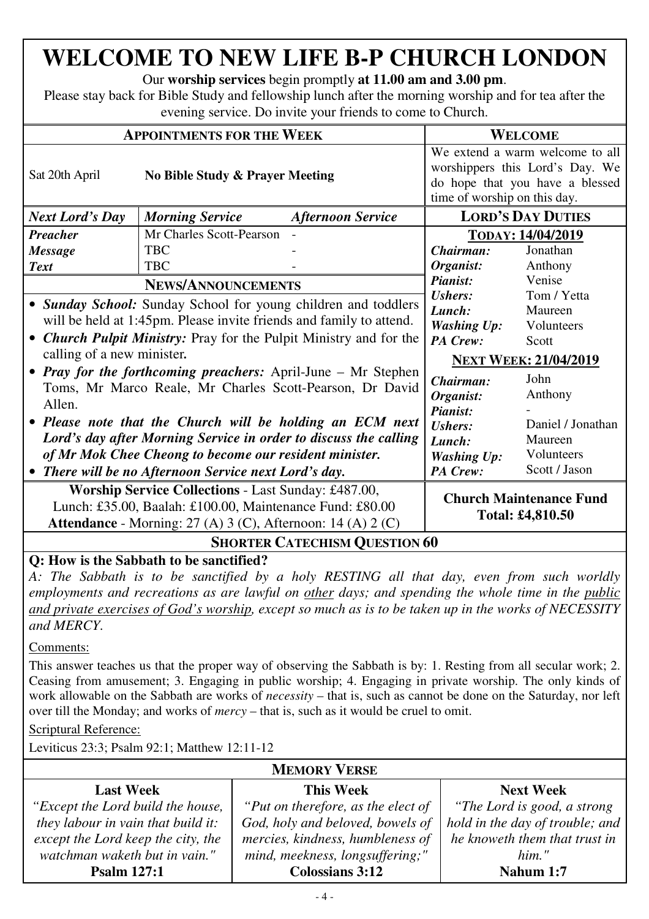# WELCOME TO NEW LIFE B-P CHURCH LONDON

Our **worship services** begin promptly **at 11.00 am and 3.00 pm**.
Please stay back for Bible Study and fellowship lunch after the morning worship and for tea after the evening service. Do invite your friends to come to Church.

## APPOINTMENTS FOR THE WEEK

| | |
|---|---|
| Sat 20th April | **No Bible Study & Prayer Meeting** |

| *Next Lord's Day* | *Morning Service* | *Afternoon Service* |
|---|---|---|
| ***Preacher*** | Mr Charles Scott-Pearson | - |
| ***Message*** | TBC | - |
| ***Text*** | TBC | - |

## WELCOME

We extend a warm welcome to all worshippers this Lord's Day. We do hope that you have a blessed time of worship on this day.

## LORD'S DAY DUTIES

**TODAY: 14/04/2019**

| | |
|---|---|
| ***Chairman:*** | Jonathan |
| ***Organist:*** | Anthony |
| ***Pianist:*** | Venise |
| ***Ushers:*** | Tom / Yetta |
| ***Lunch:*** | Maureen |
| ***Washing Up:*** | Volunteers |
| ***PA Crew:*** | Scott |

**NEXT WEEK: 21/04/2019**

| | |
|---|---|
| ***Chairman:*** | John |
| ***Organist:*** | Anthony |
| ***Pianist:*** | - |
| ***Ushers:*** | Daniel / Jonathan |
| ***Lunch:*** | Maureen |
| ***Washing Up:*** | Volunteers |
| ***PA Crew:*** | Scott / Jason |

## NEWS/ANNOUNCEMENTS

- ***Sunday School:*** Sunday School for young children and toddlers will be held at 1:45pm. Please invite friends and family to attend.
- ***Church Pulpit Ministry:*** Pray for the Pulpit Ministry and for the calling of a new minister**.**
- ***Pray for the forthcoming preachers:*** April-June – Mr Stephen Toms, Mr Marco Reale, Mr Charles Scott-Pearson, Dr David Allen.
- ***Please note that the Church will be holding an ECM next Lord's day after Morning Service in order to discuss the calling of Mr Mok Chee Cheong to become our resident minister.***
- ***There will be no Afternoon Service next Lord's day.***

**Worship Service Collections** - Last Sunday: £487.00,
Lunch: £35.00, Baalah: £100.00, Maintenance Fund: £80.00
**Attendance** - Morning: 27 (A) 3 (C), Afternoon: 14 (A) 2 (C)

**Church Maintenance Fund**
**Total: £4,810.50**

## SHORTER CATECHISM QUESTION 60

**Q: How is the Sabbath to be sanctified?**

*A: The Sabbath is to be sanctified by a holy RESTING all that day, even from such worldly employments and recreations as are lawful on other days; and spending the whole time in the public and private exercises of God's worship, except so much as is to be taken up in the works of NECESSITY and MERCY.*

Comments:

This answer teaches us that the proper way of observing the Sabbath is by: 1. Resting from all secular work; 2. Ceasing from amusement; 3. Engaging in public worship; 4. Engaging in private worship. The only kinds of work allowable on the Sabbath are works of *necessity* – that is, such as cannot be done on the Saturday, nor left over till the Monday; and works of *mercy* – that is, such as it would be cruel to omit.

Scriptural Reference:

Leviticus 23:3; Psalm 92:1; Matthew 12:11-12

## MEMORY VERSE

| Last Week | This Week | Next Week |
|---|---|---|
| *"Except the Lord build the house, they labour in vain that build it: except the Lord keep the city, the watchman waketh but in vain."* **Psalm 127:1** | *"Put on therefore, as the elect of God, holy and beloved, bowels of mercies, kindness, humbleness of mind, meekness, longsuffering;"* **Colossians 3:12** | *"The Lord is good, a strong hold in the day of trouble; and he knoweth them that trust in him."* **Nahum 1:7** |